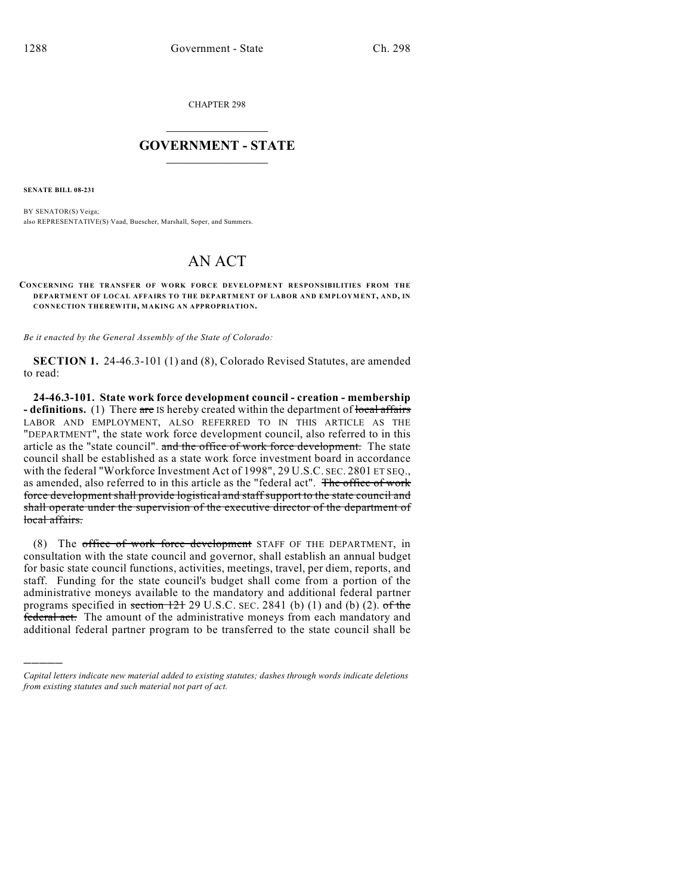CHAPTER 298

# GOVERNMENT - STATE

**SENATE BILL 08-231**

BY SENATOR(S) Veiga;
also REPRESENTATIVE(S) Vaad, Buescher, Marshall, Soper, and Summers.

# AN ACT

**CONCERNING THE TRANSFER OF WORK FORCE DEVELOPMENT RESPONSIBILITIES FROM THE DEPARTMENT OF LOCAL AFFAIRS TO THE DEPARTMENT OF LABOR AND EMPLOYMENT, AND, IN CONNECTION THEREWITH, MAKING AN APPROPRIATION.**

*Be it enacted by the General Assembly of the State of Colorado:*

**SECTION 1.** 24-46.3-101 (1) and (8), Colorado Revised Statutes, are amended to read:

**24-46.3-101. State work force development council - creation - membership - definitions.** (1) There ~~are~~ IS hereby created within the department of ~~local affairs~~ LABOR AND EMPLOYMENT, ALSO REFERRED TO IN THIS ARTICLE AS THE "DEPARTMENT", the state work force development council, also referred to in this article as the "state council". ~~and the office of work force development.~~ The state council shall be established as a state work force investment board in accordance with the federal "Workforce Investment Act of 1998", 29 U.S.C. SEC. 2801 ET SEQ., as amended, also referred to in this article as the "federal act". ~~The office of work force development shall provide logistical and staff support to the state council and shall operate under the supervision of the executive director of the department of local affairs.~~

(8) The ~~office of work force development~~ STAFF OF THE DEPARTMENT, in consultation with the state council and governor, shall establish an annual budget for basic state council functions, activities, meetings, travel, per diem, reports, and staff. Funding for the state council's budget shall come from a portion of the administrative moneys available to the mandatory and additional federal partner programs specified in ~~section 121~~ 29 U.S.C. SEC. 2841 (b) (1) and (b) (2). ~~of the federal act.~~ The amount of the administrative moneys from each mandatory and additional federal partner program to be transferred to the state council shall be

---

*Capital letters indicate new material added to existing statutes; dashes through words indicate deletions from existing statutes and such material not part of act.*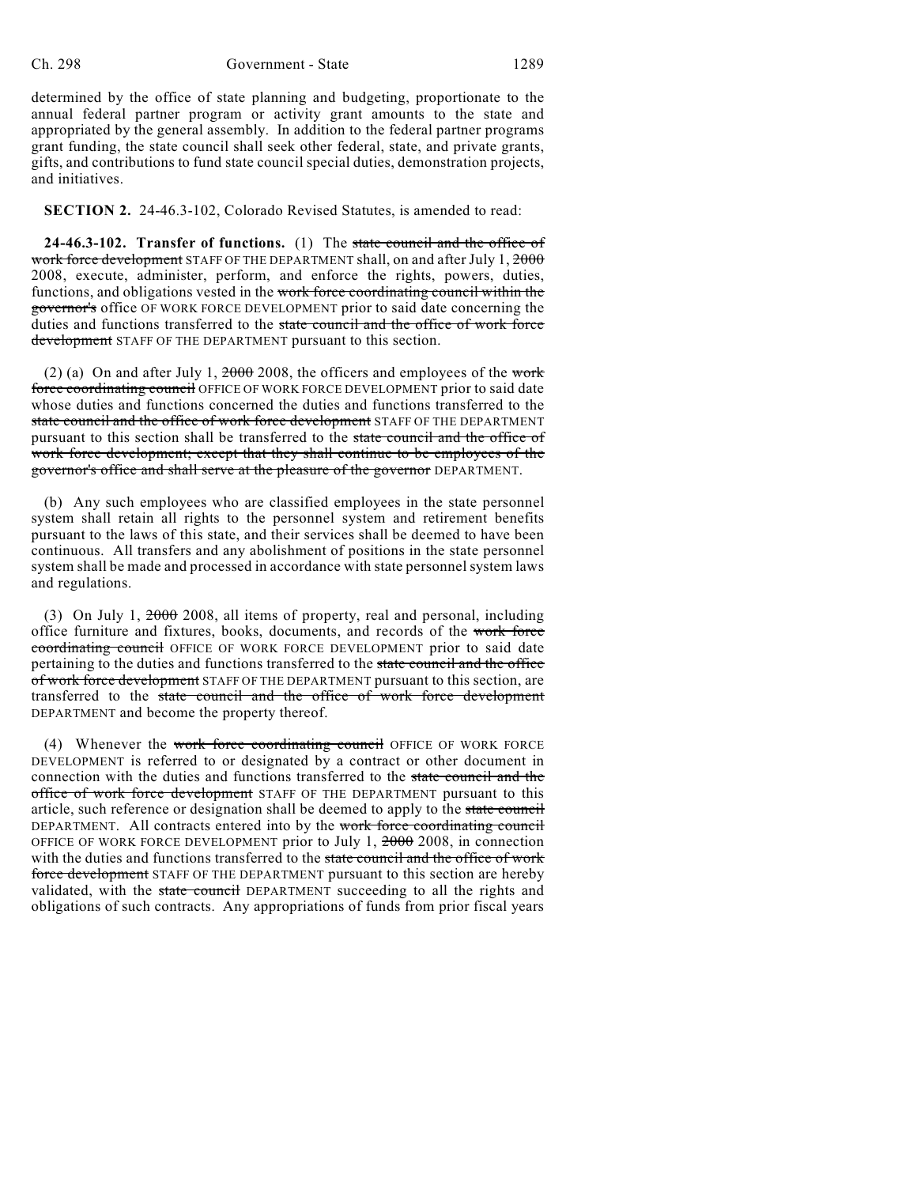determined by the office of state planning and budgeting, proportionate to the annual federal partner program or activity grant amounts to the state and appropriated by the general assembly. In addition to the federal partner programs grant funding, the state council shall seek other federal, state, and private grants, gifts, and contributions to fund state council special duties, demonstration projects, and initiatives.

**SECTION 2.** 24-46.3-102, Colorado Revised Statutes, is amended to read:

**24-46.3-102. Transfer of functions.** (1) The ~~state council and the office of work force development~~ STAFF OF THE DEPARTMENT shall, on and after July 1, ~~2000~~ 2008, execute, administer, perform, and enforce the rights, powers, duties, functions, and obligations vested in the ~~work force coordinating council within the governor's~~ office OF WORK FORCE DEVELOPMENT prior to said date concerning the duties and functions transferred to the ~~state council and the office of work force development~~ STAFF OF THE DEPARTMENT pursuant to this section.

(2) (a) On and after July 1, ~~2000~~ 2008, the officers and employees of the ~~work force coordinating council~~ OFFICE OF WORK FORCE DEVELOPMENT prior to said date whose duties and functions concerned the duties and functions transferred to the ~~state council and the office of work force development~~ STAFF OF THE DEPARTMENT pursuant to this section shall be transferred to the ~~state council and the office of work force development; except that they shall continue to be employees of the governor's office and shall serve at the pleasure of the governor~~ DEPARTMENT.

(b) Any such employees who are classified employees in the state personnel system shall retain all rights to the personnel system and retirement benefits pursuant to the laws of this state, and their services shall be deemed to have been continuous. All transfers and any abolishment of positions in the state personnel system shall be made and processed in accordance with state personnel system laws and regulations.

(3) On July 1, ~~2000~~ 2008, all items of property, real and personal, including office furniture and fixtures, books, documents, and records of the ~~work force coordinating council~~ OFFICE OF WORK FORCE DEVELOPMENT prior to said date pertaining to the duties and functions transferred to the ~~state council and the office of work force development~~ STAFF OF THE DEPARTMENT pursuant to this section, are transferred to the ~~state council and the office of work force development~~ DEPARTMENT and become the property thereof.

(4) Whenever the ~~work force coordinating council~~ OFFICE OF WORK FORCE DEVELOPMENT is referred to or designated by a contract or other document in connection with the duties and functions transferred to the ~~state council and the office of work force development~~ STAFF OF THE DEPARTMENT pursuant to this article, such reference or designation shall be deemed to apply to the ~~state council~~ DEPARTMENT. All contracts entered into by the ~~work force coordinating council~~ OFFICE OF WORK FORCE DEVELOPMENT prior to July 1, ~~2000~~ 2008, in connection with the duties and functions transferred to the ~~state council and the office of work force development~~ STAFF OF THE DEPARTMENT pursuant to this section are hereby validated, with the ~~state council~~ DEPARTMENT succeeding to all the rights and obligations of such contracts. Any appropriations of funds from prior fiscal years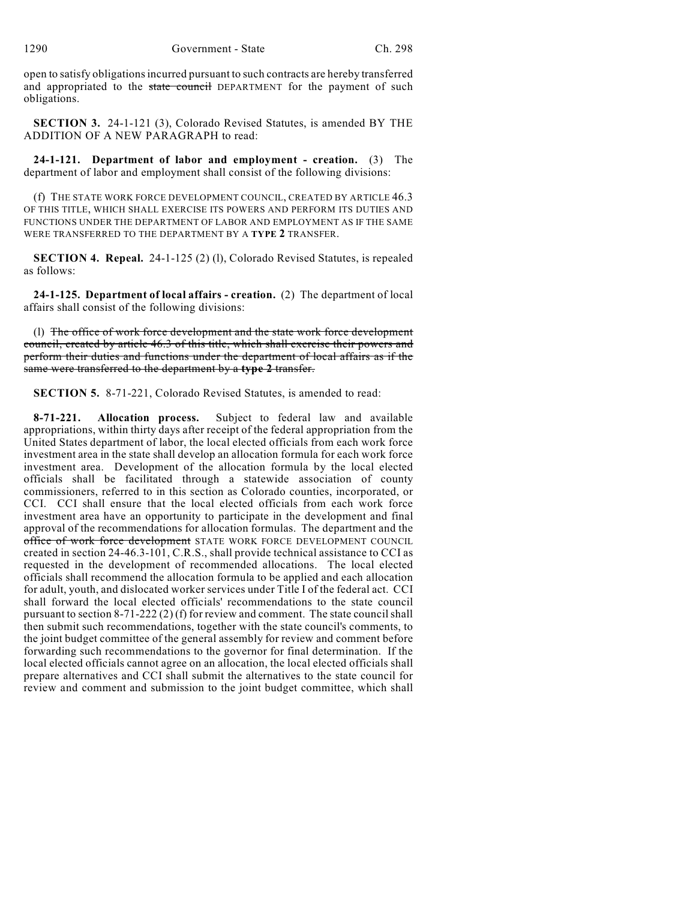open to satisfy obligations incurred pursuant to such contracts are hereby transferred and appropriated to the ~~state council~~ DEPARTMENT for the payment of such obligations.

**SECTION 3.** 24-1-121 (3), Colorado Revised Statutes, is amended BY THE ADDITION OF A NEW PARAGRAPH to read:

**24-1-121. Department of labor and employment - creation.** (3) The department of labor and employment shall consist of the following divisions:

(f) THE STATE WORK FORCE DEVELOPMENT COUNCIL, CREATED BY ARTICLE 46.3 OF THIS TITLE, WHICH SHALL EXERCISE ITS POWERS AND PERFORM ITS DUTIES AND FUNCTIONS UNDER THE DEPARTMENT OF LABOR AND EMPLOYMENT AS IF THE SAME WERE TRANSFERRED TO THE DEPARTMENT BY A **TYPE 2** TRANSFER.

**SECTION 4. Repeal.** 24-1-125 (2) (l), Colorado Revised Statutes, is repealed as follows:

**24-1-125. Department of local affairs - creation.** (2) The department of local affairs shall consist of the following divisions:

(l) ~~The office of work force development and the state work force development council, created by article 46.3 of this title, which shall exercise their powers and perform their duties and functions under the department of local affairs as if the same were transferred to the department by a **type 2** transfer.~~

**SECTION 5.** 8-71-221, Colorado Revised Statutes, is amended to read:

**8-71-221. Allocation process.** Subject to federal law and available appropriations, within thirty days after receipt of the federal appropriation from the United States department of labor, the local elected officials from each work force investment area in the state shall develop an allocation formula for each work force investment area. Development of the allocation formula by the local elected officials shall be facilitated through a statewide association of county commissioners, referred to in this section as Colorado counties, incorporated, or CCI. CCI shall ensure that the local elected officials from each work force investment area have an opportunity to participate in the development and final approval of the recommendations for allocation formulas. The department and the ~~office of work force development~~ STATE WORK FORCE DEVELOPMENT COUNCIL created in section 24-46.3-101, C.R.S., shall provide technical assistance to CCI as requested in the development of recommended allocations. The local elected officials shall recommend the allocation formula to be applied and each allocation for adult, youth, and dislocated worker services under Title I of the federal act. CCI shall forward the local elected officials' recommendations to the state council pursuant to section 8-71-222 (2) (f) for review and comment. The state council shall then submit such recommendations, together with the state council's comments, to the joint budget committee of the general assembly for review and comment before forwarding such recommendations to the governor for final determination. If the local elected officials cannot agree on an allocation, the local elected officials shall prepare alternatives and CCI shall submit the alternatives to the state council for review and comment and submission to the joint budget committee, which shall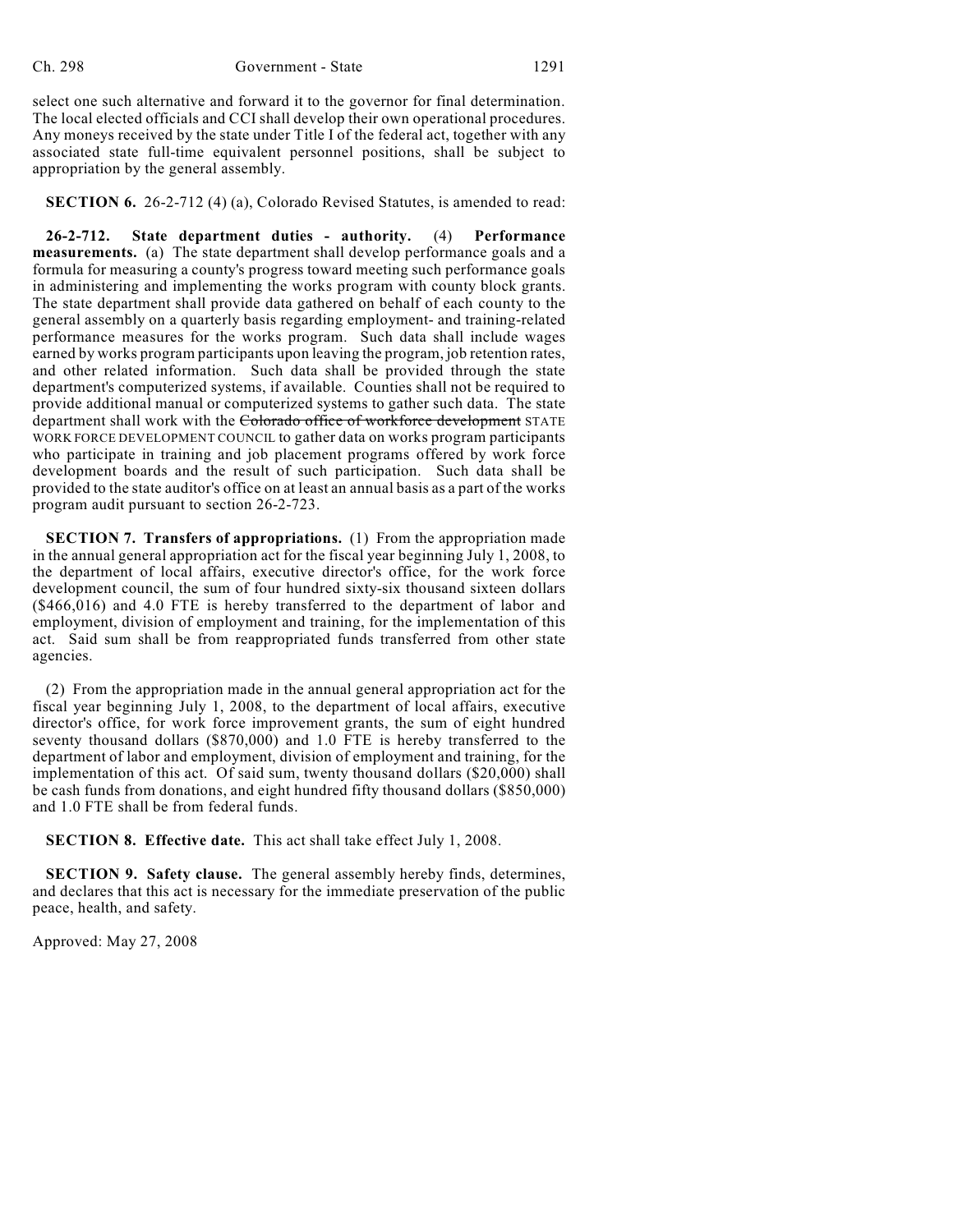select one such alternative and forward it to the governor for final determination. The local elected officials and CCI shall develop their own operational procedures. Any moneys received by the state under Title I of the federal act, together with any associated state full-time equivalent personnel positions, shall be subject to appropriation by the general assembly.

**SECTION 6.** 26-2-712 (4) (a), Colorado Revised Statutes, is amended to read:

**26-2-712. State department duties - authority.** (4) **Performance measurements.** (a) The state department shall develop performance goals and a formula for measuring a county's progress toward meeting such performance goals in administering and implementing the works program with county block grants. The state department shall provide data gathered on behalf of each county to the general assembly on a quarterly basis regarding employment- and training-related performance measures for the works program. Such data shall include wages earned by works program participants upon leaving the program, job retention rates, and other related information. Such data shall be provided through the state department's computerized systems, if available. Counties shall not be required to provide additional manual or computerized systems to gather such data. The state department shall work with the ~~Colorado office of workforce development~~ STATE WORK FORCE DEVELOPMENT COUNCIL to gather data on works program participants who participate in training and job placement programs offered by work force development boards and the result of such participation. Such data shall be provided to the state auditor's office on at least an annual basis as a part of the works program audit pursuant to section 26-2-723.

**SECTION 7. Transfers of appropriations.** (1) From the appropriation made in the annual general appropriation act for the fiscal year beginning July 1, 2008, to the department of local affairs, executive director's office, for the work force development council, the sum of four hundred sixty-six thousand sixteen dollars ($466,016) and 4.0 FTE is hereby transferred to the department of labor and employment, division of employment and training, for the implementation of this act. Said sum shall be from reappropriated funds transferred from other state agencies.

(2) From the appropriation made in the annual general appropriation act for the fiscal year beginning July 1, 2008, to the department of local affairs, executive director's office, for work force improvement grants, the sum of eight hundred seventy thousand dollars ($870,000) and 1.0 FTE is hereby transferred to the department of labor and employment, division of employment and training, for the implementation of this act. Of said sum, twenty thousand dollars ($20,000) shall be cash funds from donations, and eight hundred fifty thousand dollars ($850,000) and 1.0 FTE shall be from federal funds.

**SECTION 8. Effective date.** This act shall take effect July 1, 2008.

**SECTION 9. Safety clause.** The general assembly hereby finds, determines, and declares that this act is necessary for the immediate preservation of the public peace, health, and safety.

Approved: May 27, 2008